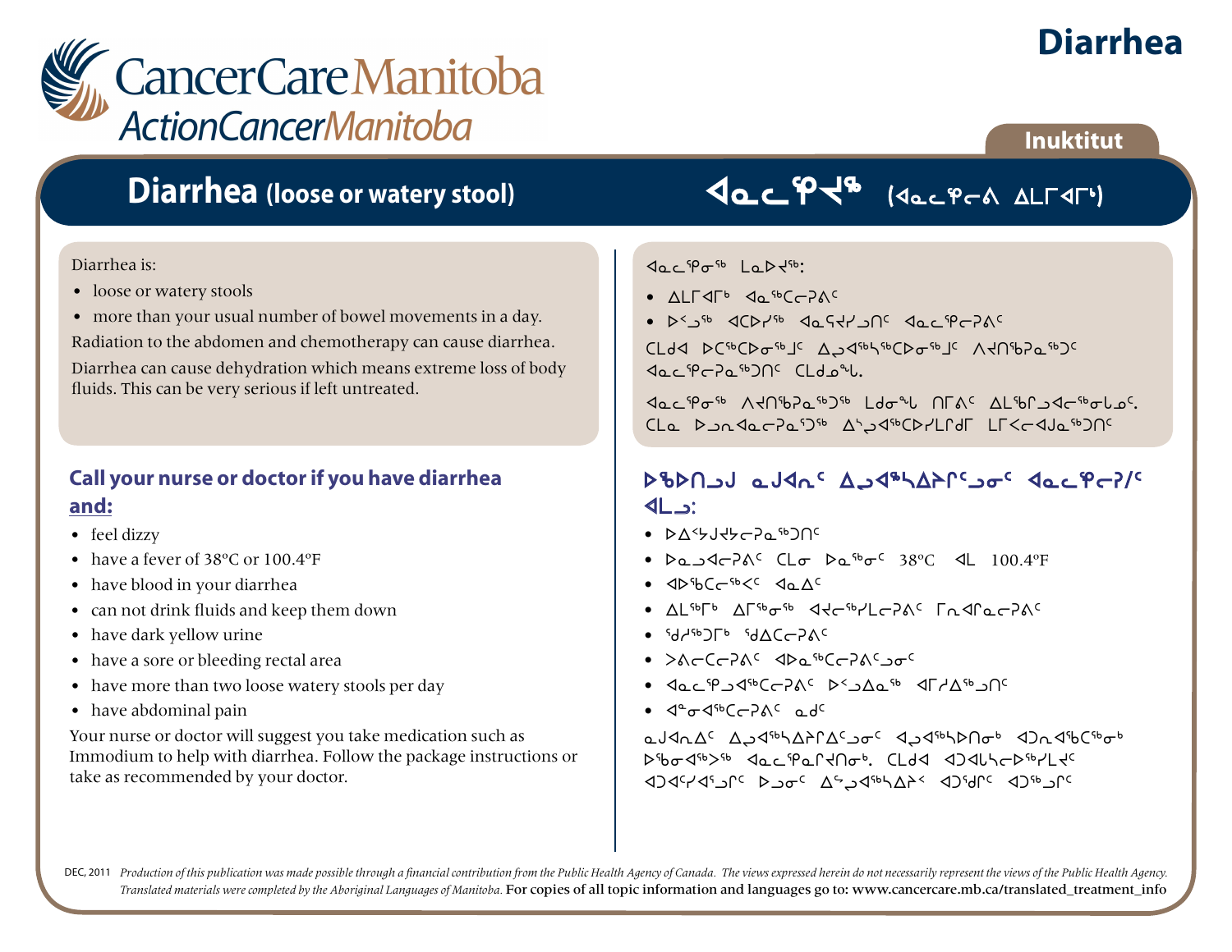# Diarrhea

**Inuktitut**

## Diarrhea (loose or watery stool)

Diarrhea is:

- loose or watery stools
- more than your usual number of bowel movements in a day.

Radiation to the abdomen and chemotherapy can cause diarrhea.

Diarrhea can cause dehydration which means extreme loss of body fluids. This can be very serious if left untreated.

### Call your nurse or doctor if you have diarrhea and:

- feel dizzy
- have a fever of 38ºC or 100.4ºF
- have blood in your diarrhea
- can not drink fluids and keep them down
- have dark yellow urine
- have a sore or bleeding rectal area
- have more than two loose watery stools per day
- have abdominal pain

Your nurse or doctor will suggest you take medication such as Immodium to help with diarrhea. Follow the package instructions or take as recommended by your doctor.

## ᐊᓇᓪᕿᔪᖅ (ᐊᓇᓪᕿᓕᕕ ᐃᒪᒥᐊᒥᒃ)

ᐊᓇᓪᕿᓂᖅ ᒪᓇᐅᔪᖅ:

- ᐃᒪᒥᐊᒥᒃ ᐊᓇᖅᑕᓕᕈᕕᑦ
- ᐅᐸᓗᖅ ᐊᑕᐅᓯᖅ ᐊᓇᕋᔪᓯᒍᑎᑦ ᐊᓇᓪᕿᓕᕈᕕᑦ

ᑕᒪᑯᐊ ᐅᑕᖅᑕᐅᓂᖅᒧᑦ ᐃᓗᐊᖅᓴᖅᑕᐅᓂᖅᒧᑦ ᐱᔪᑎᒃᕿᓇᖅᑐᑦ ᐊᓇᓪᕿᓕᕈᓇᖅᑐᑎᑦ ᑕᒪᑯᓇᖓ.

ᐊᓇᓪᕿᓂᖅ ᐱᔪᑎᒃᕿᓇᖅᑐᖅ ᒪᒃᑯᓂᖓ ᑎᒥᕕᑦ ᐃᒪᖅᒥᓗᐊᓕᖅᓂᒐᓄᑦ. ᑕᒪᓇ ᐅᓗᓇᐊᓕᕈᓇᕐᑐᖅ ᐃᓱᐊᖅᑕᐅᓯᒪᒋᑦᑎᒥ ᒪᒥᐸᓕᐊᒍᓇᖅᑐᑦ

### ᐅᖃᐅᑎᓗᒍ ᓇᒍᐊᓇᑦ ᐃᓗᐊᖅᓴᐃᔨᒋᑦᑐᓂᑦ ᐊᓇᓪᕿᓕᕈᓱᑦ ᐊᒪᓗ:

- ᐅᐃᑉᓴᒍᔪᓕᕈᓇᖅᑐᑎᑦ
- ᐅᓇᓗᐊᓕᕈᕕᑦ ᑕᒪᓂ ᐅᓇᖅᓂᑦ 38ºC ᐊᒪ 100.4ºF
- ᐊᐅᖅᑕᓕᖅᐸᑦ ᐊᓇᐃᑦ
- ᐃᒪᖅᒥᒃ ᐃᒥᖅᓂᖅ ᐊᔪᓕᖅᓯᒪᓕᕈᕕᑦ ᒥᕆᐊᕐᓇᓕᕈᕕᑦ
- ᖁᓯᖅᑐᒥᒃ ᖁᐃᑕᓕᕈᕕᑦ
- ᐳᕕᓕᑕᓕᕈᕕᑦ ᐊᐅᓇᖅᑕᓕᕈᕕᑦᑐᓂᑦ
- ᐊᓇᓪᕿᓗᐊᖅᑕᓕᕈᕕᑦ ᐅᐸᓗᐃᓇᖅ ᐊᒥᓯᐃᖅᑐᑎᑦ
- ᐊᓐᓂᐊᖅᑕᓕᕈᕕᑦ ᓇᑦ

ᓇᒍᐊᓇᐃᑦ ᐃᓗᐊᖅᓴᐃᔨᒥᐃᑦᑐᓂᑦ ᐊᔪᐊᖅᓴᐅᑎᓂᒃ ᐊᑐᓇᖅᑕᖅᓂᒃ ᐅᖃᓂᐊᖅᐳᖅ ᐊᓇᓪᕿᓇᒋᔪᑎᓂᒃ. ᑕᒪᑯᐊ ᐊᑐᐊᒐᓴᓕᐅᖅᓯᒪᔪᑦ ᐊᑐᐊᑦᓯᐊᕐᓗᒋᑦ ᐅᓗᓂᑦ ᐃᓗᐊᖅᓴᐃᔨᐸ ᐊᑐᖅᑯᒋᑦ ᐊᑐᖅᓗᒋᑦ

DEC, 2011 *Production of this publication was made possible through a financial contribution from the Public Health Agency of Canada. The views expressed herein do not necessarily represent the views of the Public Health Agency. Translated materials were completed by the Aboriginal Languages of Manitoba.* For copies of all topic information and languages go to: www.cancercare.mb.ca/translated_treatment_info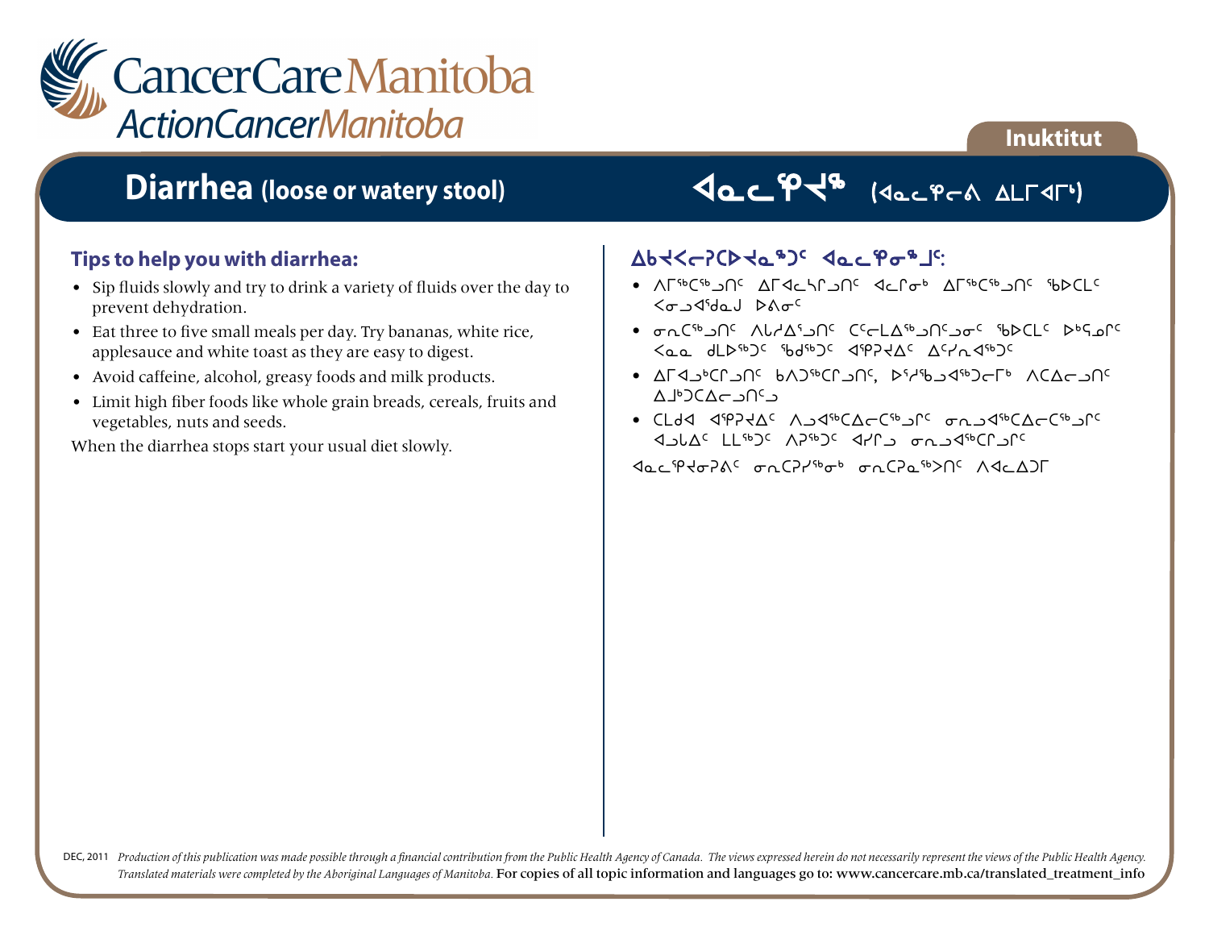CancerCare Manitoba
ActionCancerManitoba

Inuktitut

# Diarrhea (loose or watery stool)

# ᐊᓇᓪᕿᔪᖅ (ᐊᓇᓪᕿᓂᕕ ᐃᒪᒥᐊᒥᒃ)

### Tips to help you with diarrhea:

- Sip fluids slowly and try to drink a variety of fluids over the day to prevent dehydration.
- Eat three to five small meals per day. Try bananas, white rice, applesauce and white toast as they are easy to digest.
- Avoid caffeine, alcohol, greasy foods and milk products.
- Limit high fiber foods like whole grain breads, cereals, fruits and vegetables, nuts and seeds.

When the diarrhea stops start your usual diet slowly.

### ᐃᑲᔪᐸᓪᓕᕈᑕᐅᔪᓇᖅᑐᑦ ᐊᓇᓪᕿᓂᖅᒧᑦ:

- ᐱᒥᖅᑕᖅᓗᑎᑦ ᐃᒥᐊᓪᓚᕆᓗᑎᑦ ᐊᓪᓚᒋᓃᒃ ᐃᒥᖅᑕᖅᓗᑎᑦ ᖃᐅᑕᒪᑦ ᐸᓂᓗᐊᕐᑯᓇᒍ ᐅᕕᓂᑦ
- ᓂᕿᑕᖅᓗᑎᑦ ᐱᖓᓱᐃᕐᓗᑎᑦ ᑖᓪᓕᒪᐃᖅᓗᑎᑦᓗᓂᑦ ᖃᐅᑕᒪᑦ ᐅᒃᓴᓄᒋᑦ ᐸᓇᓇ ᑯᒪᐅᖅᑐᑦ ᖃᑯᖅᑐᑦ ᐊᕿᕈᔪᐃᑦ ᐃᑦᓯᕆᐊᖅᑐᑦ
- ᐃᒥᐊᓗᒃᑕᒋᓗᑎᑦ ᑲᐱᑐᖅᑕᒋᓗᑎᑦ, ᐅᕐᓱᖃᓗᐊᖅᑐᓕᒃ ᐱᑕᐃᓕᓗᑎᑦ ᐃᒧᒃᑐᑕᐃᓕᓗᑎᑦᓗ
- ᑕᒪᑯᐊ ᐊᕿᕈᔪᐃᑦ ᐱᓗᐊᖅᑕᐃᓕᑕᖅᓗᒋᑦ ᓂᕿᓗᐊᖅᑕᐃᓕᑕᖅᓗᒋᑦ ᐊᓗᒐᐃᑦ ᒪᒪᖅᑐᑦ ᐱᕈᖅᑐᑦ ᐊᓯᒋᓗ ᓂᕿᓗᐊᖅᑕᒋᓗᒋᑦ

ᐊᓇᓪᕿᔪᓂᕈᕕᑦ ᓂᕿᑕᕈᓯᖅᓂᒃ ᓂᕿᑕᕈᓇᖅᐳᑎᑦ ᐱᐊᓪᓚᐃᑐᒥ

DEC, 2011 *Production of this publication was made possible through a financial contribution from the Public Health Agency of Canada. The views expressed herein do not necessarily represent the views of the Public Health Agency. Translated materials were completed by the Aboriginal Languages of Manitoba.* For copies of all topic information and languages go to: www.cancercare.mb.ca/translated_treatment_info